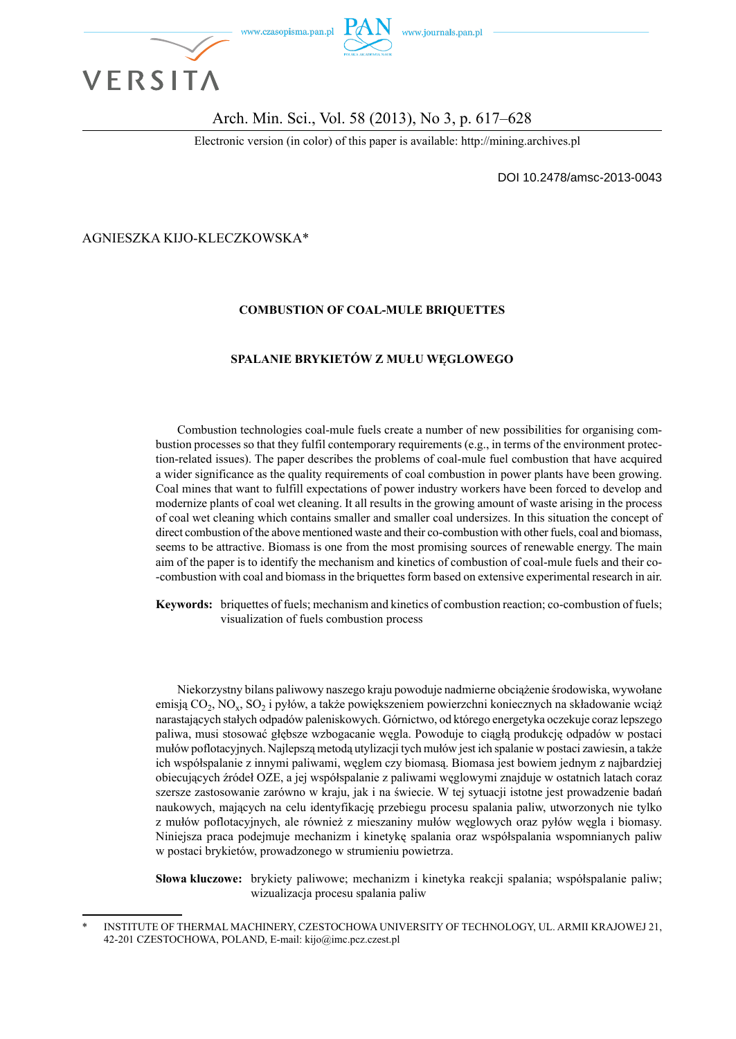Electronic version (in color) of this paper is available: http://mining.archives.pl

DOI 10.2478/amsc-2013-0043

AGNIESZKA KIJO-KLECZKOWSKA*

# COMBUSTION OF COAL-MULE BRIQUETTES

## SPALANIE BRYKIETÓW Z MUŁU WĘGLOWEGO

Combustion technologies coal-mule fuels create a number of new possibilities for organising combustion processes so that they fulfil contemporary requirements (e.g., in terms of the environment protection-related issues). The paper describes the problems of coal-mule fuel combustion that have acquired a wider significance as the quality requirements of coal combustion in power plants have been growing. Coal mines that want to fulfill expectations of power industry workers have been forced to develop and modernize plants of coal wet cleaning. It all results in the growing amount of waste arising in the process of coal wet cleaning which contains smaller and smaller coal undersizes. In this situation the concept of direct combustion of the above mentioned waste and their co-combustion with other fuels, coal and biomass, seems to be attractive. Biomass is one from the most promising sources of renewable energy. The main aim of the paper is to identify the mechanism and kinetics of combustion of coal-mule fuels and their co-combustion with coal and biomass in the briquettes form based on extensive experimental research in air.

**Keywords:** briquettes of fuels; mechanism and kinetics of combustion reaction; co-combustion of fuels; visualization of fuels combustion process

Niekorzystny bilans paliwowy naszego kraju powoduje nadmierne obciążenie środowiska, wywołane emisją $CO_2$, $NO_x$, $SO_2$ i pyłów, a także powiększeniem powierzchni koniecznych na składowanie wciąż narastających stałych odpadów paleniskowych. Górnictwo, od którego energetyka oczekuje coraz lepszego paliwa, musi stosować głębsze wzbogacanie węgla. Powoduje to ciągłą produkcję odpadów w postaci mułów poflotacyjnych. Najlepszą metodą utylizacji tych mułów jest ich spalanie w postaci zawiesin, a także ich współspalanie z innymi paliwami, węglem czy biomasą. Biomasa jest bowiem jednym z najbardziej obiecujących źródeł OZE, a jej współspalanie z paliwami węglowymi znajduje w ostatnich latach coraz szersze zastosowanie zarówno w kraju, jak i na świecie. W tej sytuacji istotne jest prowadzenie badań naukowych, mających na celu identyfikację przebiegu procesu spalania paliw, utworzonych nie tylko z mułów poflotacyjnych, ale również z mieszaniny mułów węglowych oraz pyłów węgla i biomasy. Niniejsza praca podejmuje mechanizm i kinetykę spalania oraz współspalania wspomnianych paliw w postaci brykietów, prowadzonego w strumieniu powietrza.

**Słowa kluczowe:** brykiety paliwowe; mechanizm i kinetyka reakcji spalania; współspalanie paliw; wizualizacja procesu spalania paliw

\* INSTITUTE OF THERMAL MACHINERY, CZESTOCHOWA UNIVERSITY OF TECHNOLOGY, UL. ARMII KRAJOWEJ 21, 42-201 CZESTOCHOWA, POLAND, E-mail: kijo@imc.pcz.czest.pl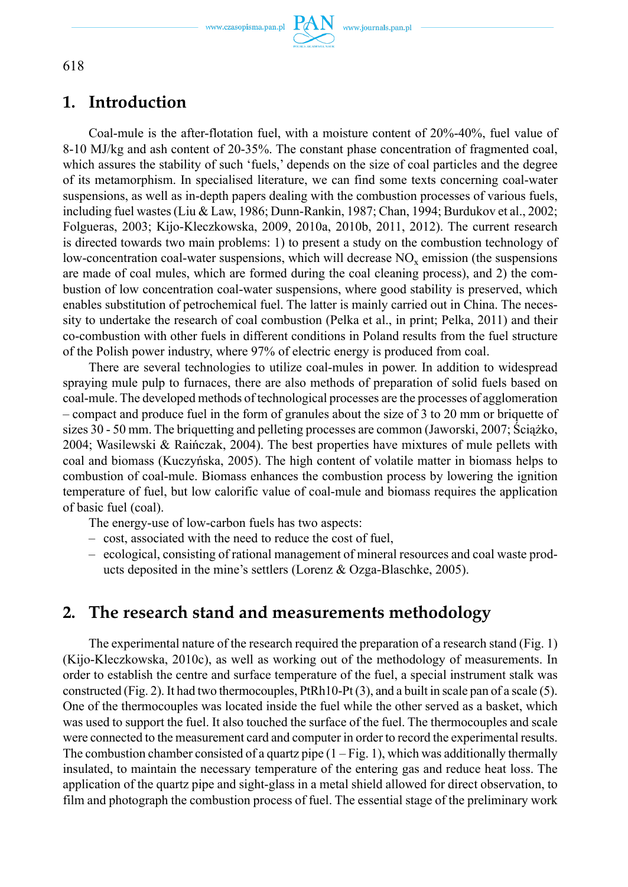## 1. Introduction

Coal-mule is the after-flotation fuel, with a moisture content of 20%-40%, fuel value of 8-10 MJ/kg and ash content of 20-35%. The constant phase concentration of fragmented coal, which assures the stability of such 'fuels,' depends on the size of coal particles and the degree of its metamorphism. In specialised literature, we can find some texts concerning coal-water suspensions, as well as in-depth papers dealing with the combustion processes of various fuels, including fuel wastes (Liu & Law, 1986; Dunn-Rankin, 1987; Chan, 1994; Burdukov et al., 2002; Folgueras, 2003; Kijo-Kleczkowska, 2009, 2010a, 2010b, 2011, 2012). The current research is directed towards two main problems: 1) to present a study on the combustion technology of low-concentration coal-water suspensions, which will decrease $NO_x$ emission (the suspensions are made of coal mules, which are formed during the coal cleaning process), and 2) the combustion of low concentration coal-water suspensions, where good stability is preserved, which enables substitution of petrochemical fuel. The latter is mainly carried out in China. The necessity to undertake the research of coal combustion (Pelka et al., in print; Pelka, 2011) and their co-combustion with other fuels in different conditions in Poland results from the fuel structure of the Polish power industry, where 97% of electric energy is produced from coal.

There are several technologies to utilize coal-mules in power. In addition to widespread spraying mule pulp to furnaces, there are also methods of preparation of solid fuels based on coal-mule. The developed methods of technological processes are the processes of agglomeration – compact and produce fuel in the form of granules about the size of 3 to 20 mm or briquette of sizes 30 - 50 mm. The briquetting and pelleting processes are common (Jaworski, 2007; Ściążko, 2004; Wasilewski & Raińczak, 2004). The best properties have mixtures of mule pellets with coal and biomass (Kuczyńska, 2005). The high content of volatile matter in biomass helps to combustion of coal-mule. Biomass enhances the combustion process by lowering the ignition temperature of fuel, but low calorific value of coal-mule and biomass requires the application of basic fuel (coal).

The energy-use of low-carbon fuels has two aspects:

- cost, associated with the need to reduce the cost of fuel,
- ecological, consisting of rational management of mineral resources and coal waste products deposited in the mine's settlers (Lorenz & Ozga-Blaschke, 2005).

## 2. The research stand and measurements methodology

The experimental nature of the research required the preparation of a research stand (Fig. 1) (Kijo-Kleczkowska, 2010c), as well as working out of the methodology of measurements. In order to establish the centre and surface temperature of the fuel, a special instrument stalk was constructed (Fig. 2). It had two thermocouples, PtRh10-Pt (3), and a built in scale pan of a scale (5). One of the thermocouples was located inside the fuel while the other served as a basket, which was used to support the fuel. It also touched the surface of the fuel. The thermocouples and scale were connected to the measurement card and computer in order to record the experimental results. The combustion chamber consisted of a quartz pipe (1 – Fig. 1), which was additionally thermally insulated, to maintain the necessary temperature of the entering gas and reduce heat loss. The application of the quartz pipe and sight-glass in a metal shield allowed for direct observation, to film and photograph the combustion process of fuel. The essential stage of the preliminary work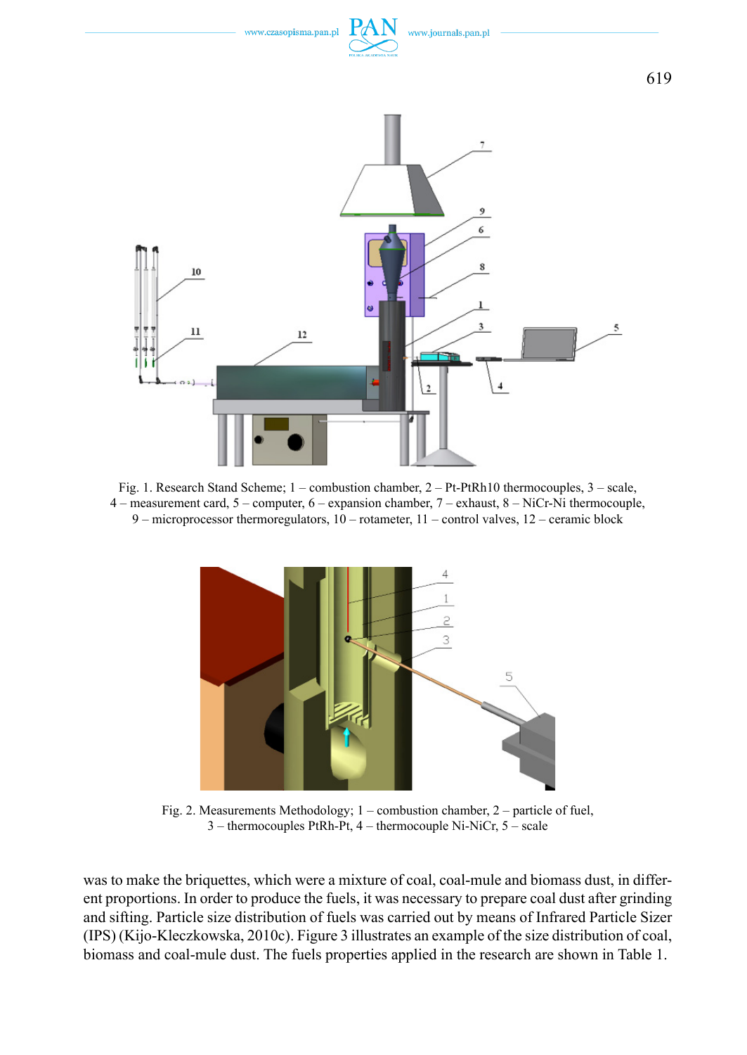Fig. 1. Research Stand Scheme; 1 – combustion chamber, 2 – Pt-PtRh10 thermocouples, 3 – scale, 4 – measurement card, 5 – computer, 6 – expansion chamber, 7 – exhaust, 8 – NiCr-Ni thermocouple, 9 – microprocessor thermoregulators, 10 – rotameter, 11 – control valves, 12 – ceramic block

Fig. 2. Measurements Methodology; 1 – combustion chamber, 2 – particle of fuel, 3 – thermocouples PtRh-Pt, 4 – thermocouple Ni-NiCr, 5 – scale

was to make the briquettes, which were a mixture of coal, coal-mule and biomass dust, in different proportions. In order to produce the fuels, it was necessary to prepare coal dust after grinding and sifting. Particle size distribution of fuels was carried out by means of Infrared Particle Sizer (IPS) (Kijo-Kleczkowska, 2010c). Figure 3 illustrates an example of the size distribution of coal, biomass and coal-mule dust. The fuels properties applied in the research are shown in Table 1.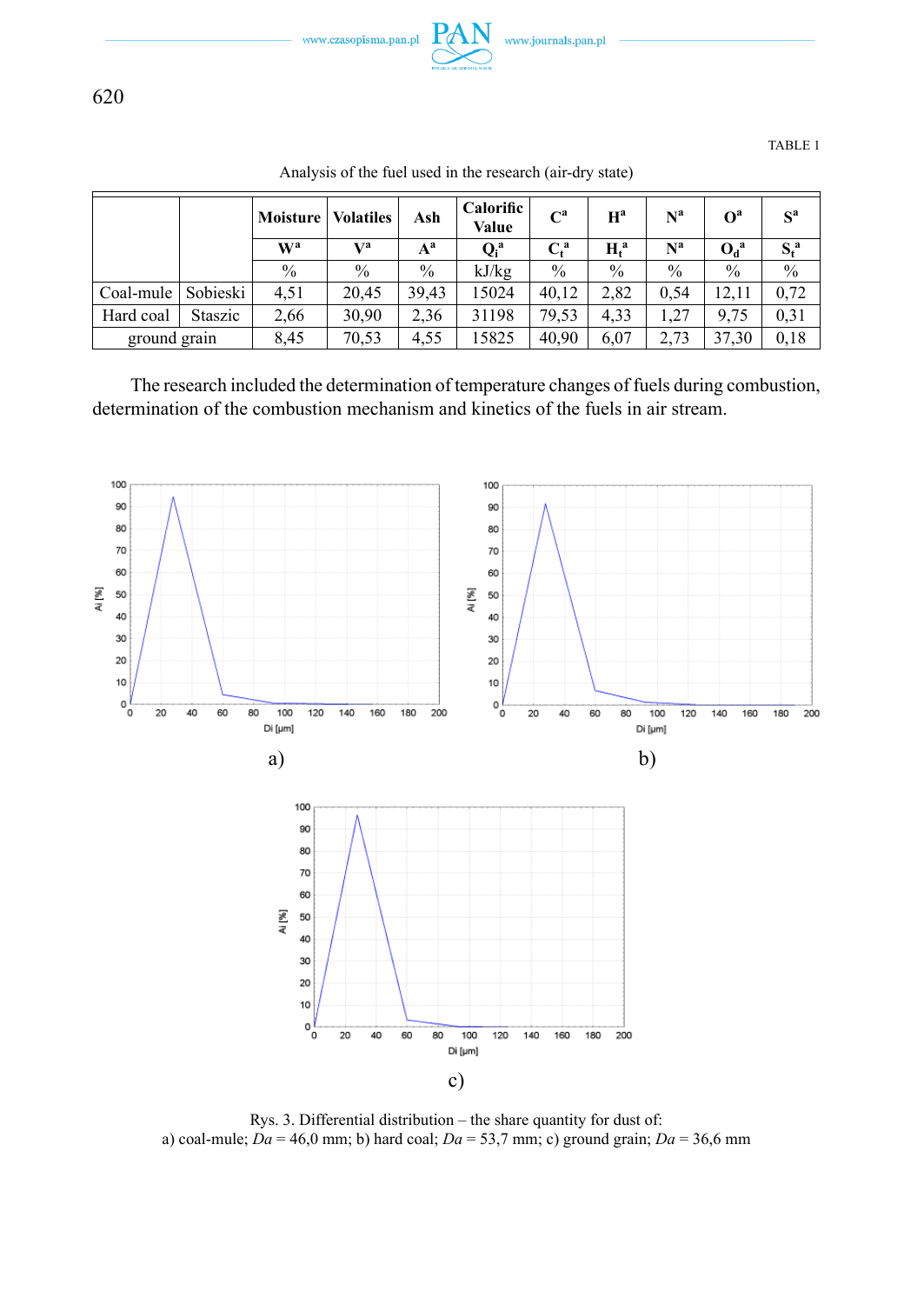TABLE 1

Analysis of the fuel used in the research (air-dry state)

| | | Moisture | Volatiles | Ash | Calorific Value | $C^a$ | $H^a$ | $N^a$ | $O^a$ | $S^a$ |
|---|---|---|---|---|---|---|---|---|---|---|
| | | $W^a$ | $V^a$ | $A^a$ | $Q_i^a$ | $C_t^a$ | $H_t^a$ | $N^a$ | $O_d^a$ | $S_t^a$ |
| | | % | % | % | kJ/kg | % | % | % | % | % |
| Coal-mule | Sobieski | 4,51 | 20,45 | 39,43 | 15024 | 40,12 | 2,82 | 0,54 | 12,11 | 0,72 |
| Hard coal | Staszic | 2,66 | 30,90 | 2,36 | 31198 | 79,53 | 4,33 | 1,27 | 9,75 | 0,31 |
| ground grain | | 8,45 | 70,53 | 4,55 | 15825 | 40,90 | 6,07 | 2,73 | 37,30 | 0,18 |

The research included the determination of temperature changes of fuels during combustion, determination of the combustion mechanism and kinetics of the fuels in air stream.

a)

b)

c)

Rys. 3. Differential distribution – the share quantity for dust of:
a) coal-mule; *Da* = 46,0 mm; b) hard coal; *Da* = 53,7 mm; c) ground grain; *Da* = 36,6 mm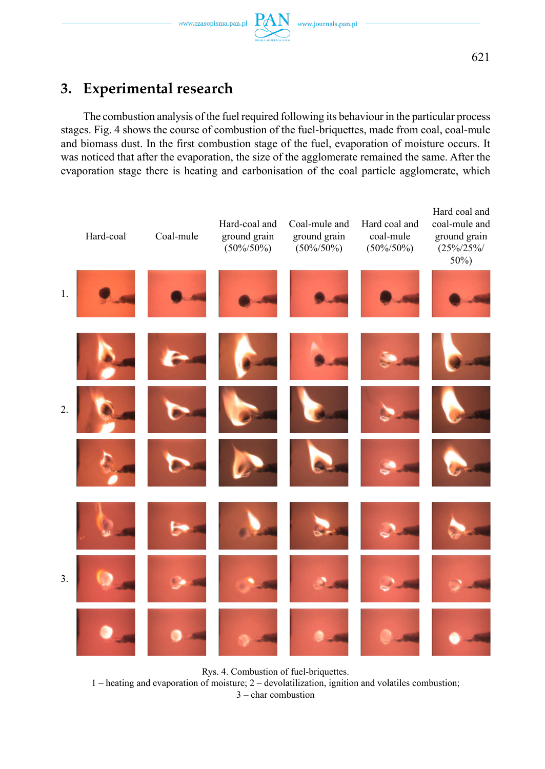## 3. Experimental research

The combustion analysis of the fuel required following its behaviour in the particular process stages. Fig. 4 shows the course of combustion of the fuel-briquettes, made from coal, coal-mule and biomass dust. In the first combustion stage of the fuel, evaporation of moisture occurs. It was noticed that after the evaporation, the size of the agglomerate remained the same. After the evaporation stage there is heating and carbonisation of the coal particle agglomerate, which

Hard-coal | Coal-mule | Hard-coal and ground grain (50%/50%) | Coal-mule and ground grain (50%/50%) | Hard coal and coal-mule (50%/50%) | Hard coal and coal-mule and ground grain (25%/25%/50%)

1.

2.

3.

Rys. 4. Combustion of fuel-briquettes.
1 – heating and evaporation of moisture; 2 – devolatilization, ignition and volatiles combustion; 3 – char combustion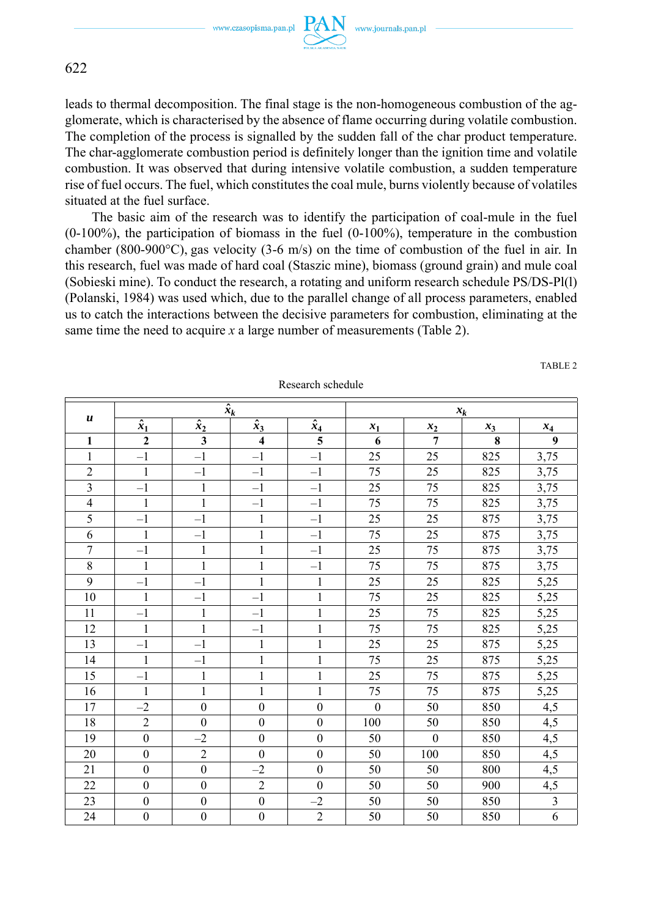leads to thermal decomposition. The final stage is the non-homogeneous combustion of the agglomerate, which is characterised by the absence of flame occurring during volatile combustion. The completion of the process is signalled by the sudden fall of the char product temperature. The char-agglomerate combustion period is definitely longer than the ignition time and volatile combustion. It was observed that during intensive volatile combustion, a sudden temperature rise of fuel occurs. The fuel, which constitutes the coal mule, burns violently because of volatiles situated at the fuel surface.

The basic aim of the research was to identify the participation of coal-mule in the fuel (0-100%), the participation of biomass in the fuel (0-100%), temperature in the combustion chamber (800-900°C), gas velocity (3-6 m/s) on the time of combustion of the fuel in air. In this research, fuel was made of hard coal (Staszic mine), biomass (ground grain) and mule coal (Sobieski mine). To conduct the research, a rotating and uniform research schedule PS/DS-Pl(l) (Polanski, 1984) was used which, due to the parallel change of all process parameters, enabled us to catch the interactions between the decisive parameters for combustion, eliminating at the same time the need to acquire *x* a large number of measurements (Table 2).

TABLE 2

Research schedule

| ***u*** | $\hat{x}_k$ | | | | $x_k$ | | | |
|---|---|---|---|---|---|---|---|---|
| | $\hat{x}_1$ | $\hat{x}_2$ | $\hat{x}_3$ | $\hat{x}_4$ | $x_1$ | $x_2$ | $x_3$ | $x_4$ |
| **1** | **2** | **3** | **4** | **5** | **6** | **7** | **8** | **9** |
| 1 | –1 | –1 | –1 | –1 | 25 | 25 | 825 | 3,75 |
| 2 | 1 | –1 | –1 | –1 | 75 | 25 | 825 | 3,75 |
| 3 | –1 | 1 | –1 | –1 | 25 | 75 | 825 | 3,75 |
| 4 | 1 | 1 | –1 | –1 | 75 | 75 | 825 | 3,75 |
| 5 | –1 | –1 | 1 | –1 | 25 | 25 | 875 | 3,75 |
| 6 | 1 | –1 | 1 | –1 | 75 | 25 | 875 | 3,75 |
| 7 | –1 | 1 | 1 | –1 | 25 | 75 | 875 | 3,75 |
| 8 | 1 | 1 | 1 | –1 | 75 | 75 | 875 | 3,75 |
| 9 | –1 | –1 | 1 | 1 | 25 | 25 | 825 | 5,25 |
| 10 | 1 | –1 | –1 | 1 | 75 | 25 | 825 | 5,25 |
| 11 | –1 | 1 | –1 | 1 | 25 | 75 | 825 | 5,25 |
| 12 | 1 | 1 | –1 | 1 | 75 | 75 | 825 | 5,25 |
| 13 | –1 | –1 | 1 | 1 | 25 | 25 | 875 | 5,25 |
| 14 | 1 | –1 | 1 | 1 | 75 | 25 | 875 | 5,25 |
| 15 | –1 | 1 | 1 | 1 | 25 | 75 | 875 | 5,25 |
| 16 | 1 | 1 | 1 | 1 | 75 | 75 | 875 | 5,25 |
| 17 | –2 | 0 | 0 | 0 | 0 | 50 | 850 | 4,5 |
| 18 | 2 | 0 | 0 | 0 | 100 | 50 | 850 | 4,5 |
| 19 | 0 | –2 | 0 | 0 | 50 | 0 | 850 | 4,5 |
| 20 | 0 | 2 | 0 | 0 | 50 | 100 | 850 | 4,5 |
| 21 | 0 | 0 | –2 | 0 | 50 | 50 | 800 | 4,5 |
| 22 | 0 | 0 | 2 | 0 | 50 | 50 | 900 | 4,5 |
| 23 | 0 | 0 | 0 | –2 | 50 | 50 | 850 | 3 |
| 24 | 0 | 0 | 0 | 2 | 50 | 50 | 850 | 6 |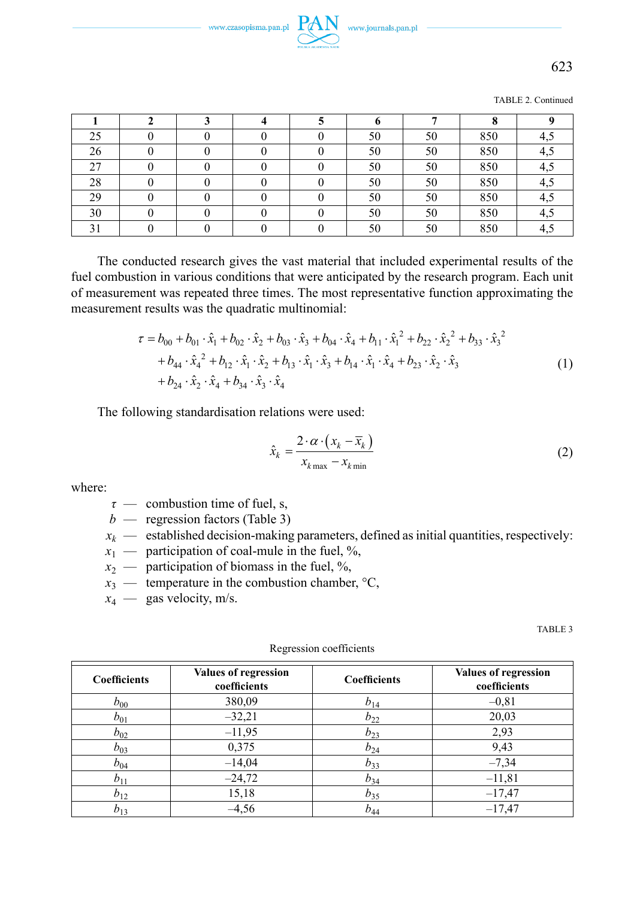TABLE 2. Continued

| 1 | 2 | 3 | 4 | 5 | 6 | 7 | 8 | 9 |
|---|---|---|---|---|---|---|---|---|
| 25 | 0 | 0 | 0 | 0 | 50 | 50 | 850 | 4,5 |
| 26 | 0 | 0 | 0 | 0 | 50 | 50 | 850 | 4,5 |
| 27 | 0 | 0 | 0 | 0 | 50 | 50 | 850 | 4,5 |
| 28 | 0 | 0 | 0 | 0 | 50 | 50 | 850 | 4,5 |
| 29 | 0 | 0 | 0 | 0 | 50 | 50 | 850 | 4,5 |
| 30 | 0 | 0 | 0 | 0 | 50 | 50 | 850 | 4,5 |
| 31 | 0 | 0 | 0 | 0 | 50 | 50 | 850 | 4,5 |

The conducted research gives the vast material that included experimental results of the fuel combustion in various conditions that were anticipated by the research program. Each unit of measurement was repeated three times. The most representative function approximating the measurement results was the quadratic multinomial:

$$\begin{aligned}\tau = b_{00} + b_{01}\cdot\hat{x}_1 + b_{02}\cdot\hat{x}_2 + b_{03}\cdot\hat{x}_3 + b_{04}\cdot\hat{x}_4 + b_{11}\cdot\hat{x}_1^{\,2} + b_{22}\cdot\hat{x}_2^{\,2} + b_{33}\cdot\hat{x}_3^{\,2} \\ + b_{44}\cdot\hat{x}_4^{\,2} + b_{12}\cdot\hat{x}_1\cdot\hat{x}_2 + b_{13}\cdot\hat{x}_1\cdot\hat{x}_3 + b_{14}\cdot\hat{x}_1\cdot\hat{x}_4 + b_{23}\cdot\hat{x}_2\cdot\hat{x}_3 \\ + b_{24}\cdot\hat{x}_2\cdot\hat{x}_4 + b_{34}\cdot\hat{x}_3\cdot\hat{x}_4\end{aligned} \tag{1}$$

The following standardisation relations were used:

$$\hat{x}_k = \frac{2\cdot\alpha\cdot\left(x_k - \overline{x}_k\right)}{x_{k\,\max} - x_{k\,\min}} \tag{2}$$

where:

- $\tau$ — combustion time of fuel, s,
- $b$ — regression factors (Table 3)
- $x_k$ — established decision-making parameters, defined as initial quantities, respectively:
- $x_1$ — participation of coal-mule in the fuel, %,
- $x_2$ — participation of biomass in the fuel, %,
- $x_3$ — temperature in the combustion chamber, °C,
- $x_4$ — gas velocity, m/s.

TABLE 3

Regression coefficients

| Coefficients | Values of regression coefficients | Coefficients | Values of regression coefficients |
|---|---|---|---|
| $b_{00}$ | 380,09 | $b_{14}$ | –0,81 |
| $b_{01}$ | –32,21 | $b_{22}$ | 20,03 |
| $b_{02}$ | –11,95 | $b_{23}$ | 2,93 |
| $b_{03}$ | 0,375 | $b_{24}$ | 9,43 |
| $b_{04}$ | –14,04 | $b_{33}$ | –7,34 |
| $b_{11}$ | –24,72 | $b_{34}$ | –11,81 |
| $b_{12}$ | 15,18 | $b_{35}$ | –17,47 |
| $b_{13}$ | –4,56 | $b_{44}$ | –17,47 |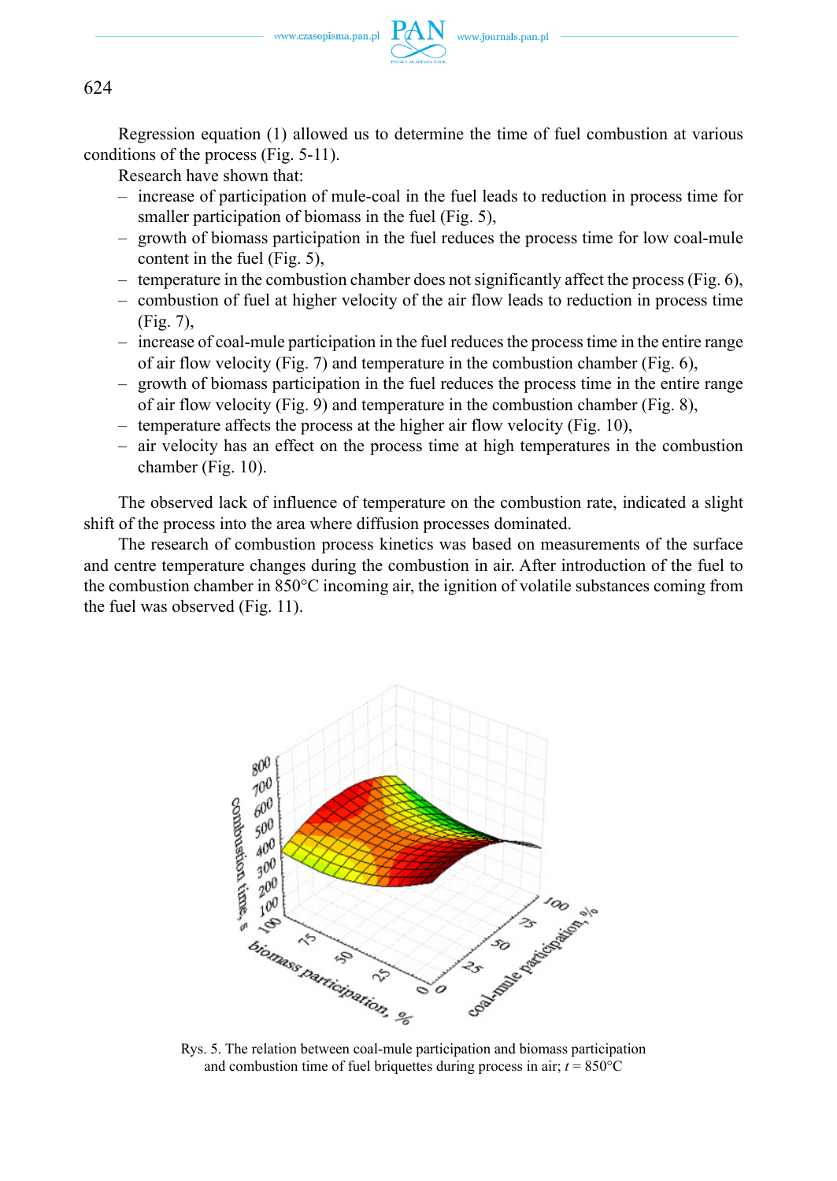Regression equation (1) allowed us to determine the time of fuel combustion at various conditions of the process (Fig. 5-11).

Research have shown that:

– increase of participation of mule-coal in the fuel leads to reduction in process time for smaller participation of biomass in the fuel (Fig. 5),
– growth of biomass participation in the fuel reduces the process time for low coal-mule content in the fuel (Fig. 5),
– temperature in the combustion chamber does not significantly affect the process (Fig. 6),
– combustion of fuel at higher velocity of the air flow leads to reduction in process time (Fig. 7),
– increase of coal-mule participation in the fuel reduces the process time in the entire range of air flow velocity (Fig. 7) and temperature in the combustion chamber (Fig. 6),
– growth of biomass participation in the fuel reduces the process time in the entire range of air flow velocity (Fig. 9) and temperature in the combustion chamber (Fig. 8),
– temperature affects the process at the higher air flow velocity (Fig. 10),
– air velocity has an effect on the process time at high temperatures in the combustion chamber (Fig. 10).

The observed lack of influence of temperature on the combustion rate, indicated a slight shift of the process into the area where diffusion processes dominated.

The research of combustion process kinetics was based on measurements of the surface and centre temperature changes during the combustion in air. After introduction of the fuel to the combustion chamber in 850°C incoming air, the ignition of volatile substances coming from the fuel was observed (Fig. 11).

Rys. 5. The relation between coal-mule participation and biomass participation and combustion time of fuel briquettes during process in air; $t$ = 850°C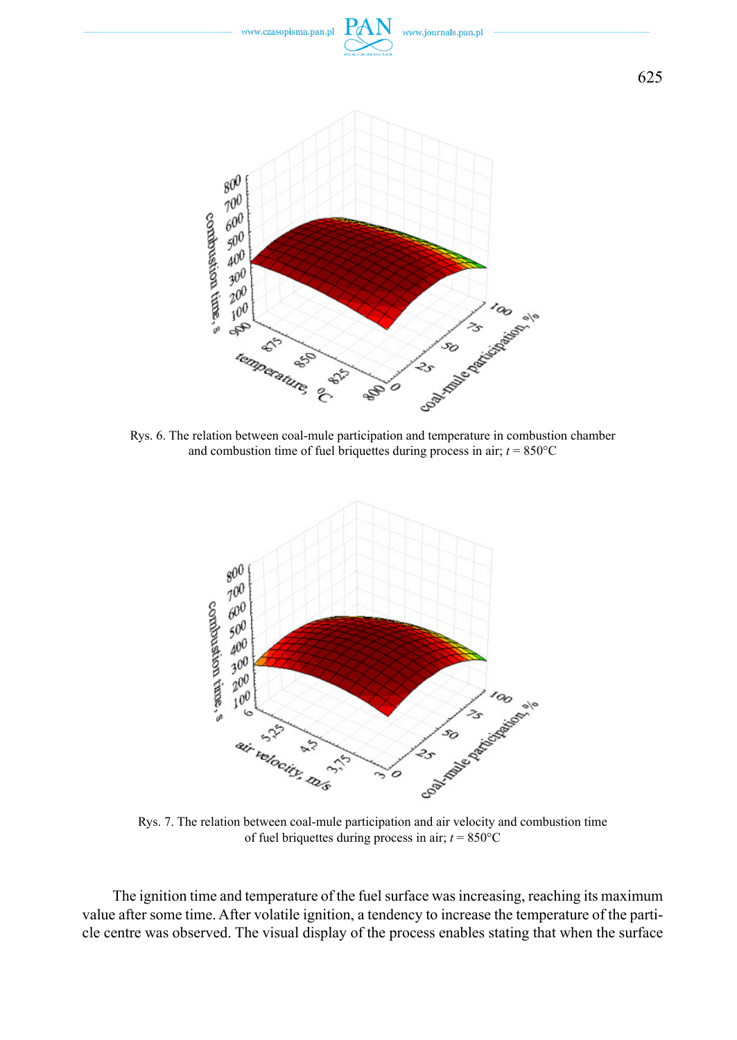Rys. 6. The relation between coal-mule participation and temperature in combustion chamber and combustion time of fuel briquettes during process in air; *t* = 850°C

Rys. 7. The relation between coal-mule participation and air velocity and combustion time of fuel briquettes during process in air; *t* = 850°C

The ignition time and temperature of the fuel surface was increasing, reaching its maximum value after some time. After volatile ignition, a tendency to increase the temperature of the particle centre was observed. The visual display of the process enables stating that when the surface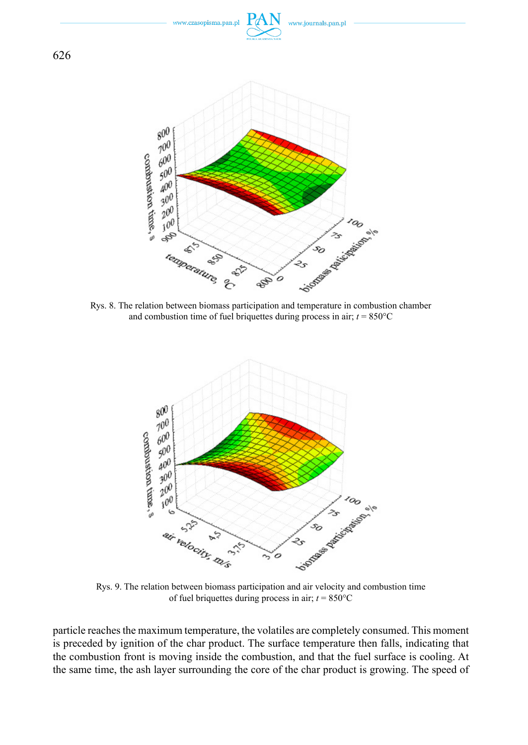Rys. 8. The relation between biomass participation and temperature in combustion chamber and combustion time of fuel briquettes during process in air; $t = 850°C$

Rys. 9. The relation between biomass participation and air velocity and combustion time of fuel briquettes during process in air; $t = 850°C$

particle reaches the maximum temperature, the volatiles are completely consumed. This moment is preceded by ignition of the char product. The surface temperature then falls, indicating that the combustion front is moving inside the combustion, and that the fuel surface is cooling. At the same time, the ash layer surrounding the core of the char product is growing. The speed of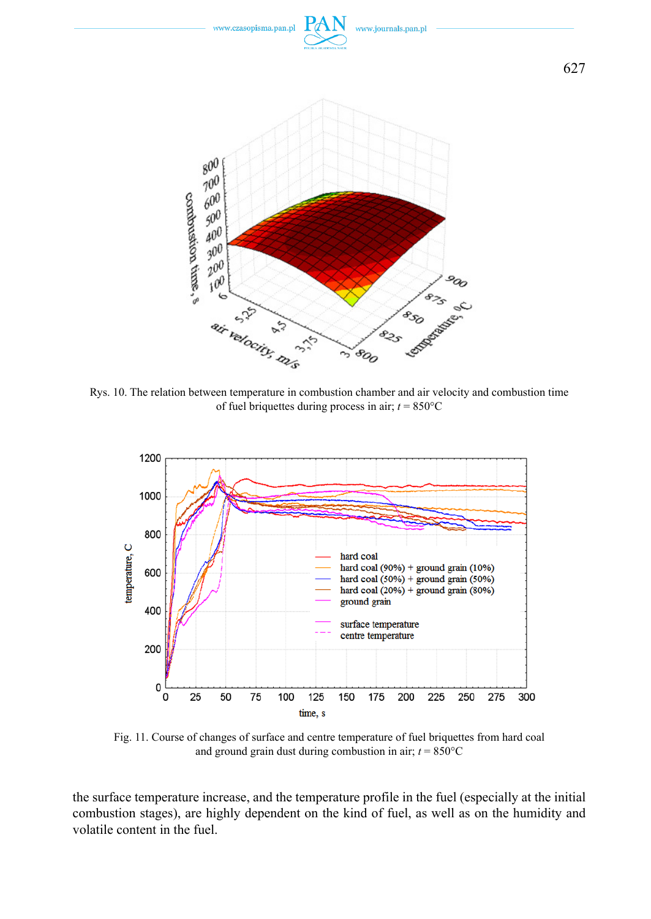Rys. 10. The relation between temperature in combustion chamber and air velocity and combustion time of fuel briquettes during process in air; *t* = 850°C

Fig. 11. Course of changes of surface and centre temperature of fuel briquettes from hard coal and ground grain dust during combustion in air; *t* = 850°C

the surface temperature increase, and the temperature profile in the fuel (especially at the initial combustion stages), are highly dependent on the kind of fuel, as well as on the humidity and volatile content in the fuel.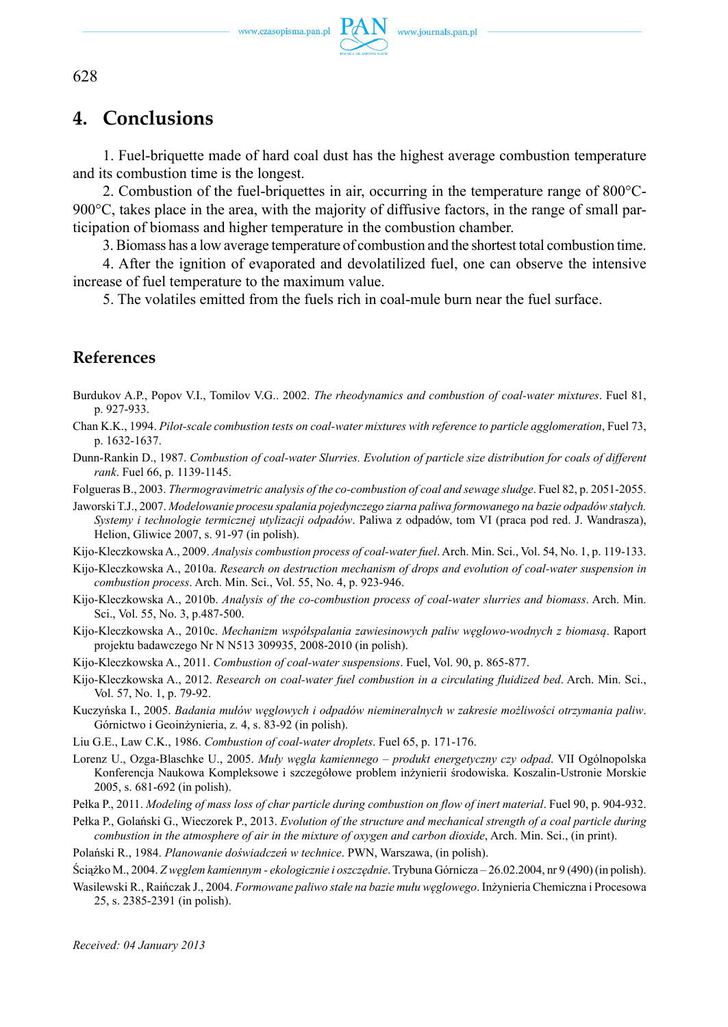## 4. Conclusions

1. Fuel-briquette made of hard coal dust has the highest average combustion temperature and its combustion time is the longest.

2. Combustion of the fuel-briquettes in air, occurring in the temperature range of 800°C-900°C, takes place in the area, with the majority of diffusive factors, in the range of small participation of biomass and higher temperature in the combustion chamber.

3. Biomass has a low average temperature of combustion and the shortest total combustion time.

4. After the ignition of evaporated and devolatilized fuel, one can observe the intensive increase of fuel temperature to the maximum value.

5. The volatiles emitted from the fuels rich in coal-mule burn near the fuel surface.

## References

Burdukov A.P., Popov V.I., Tomilov V.G.. 2002. *The rheodynamics and combustion of coal-water mixtures*. Fuel 81, p. 927-933.

Chan K.K., 1994. *Pilot-scale combustion tests on coal-water mixtures with reference to particle agglomeration*, Fuel 73, p. 1632-1637.

Dunn-Rankin D., 1987. *Combustion of coal-water Slurries. Evolution of particle size distribution for coals of different rank*. Fuel 66, p. 1139-1145.

Folgueras B., 2003. *Thermogravimetric analysis of the co-combustion of coal and sewage sludge*. Fuel 82, p. 2051-2055.

Jaworski T.J., 2007. *Modelowanie procesu spalania pojedynczego ziarna paliwa formowanego na bazie odpadów stałych. Systemy i technologie termicznej utylizacji odpadów*. Paliwa z odpadów, tom VI (praca pod red. J. Wandrasza), Helion, Gliwice 2007, s. 91-97 (in polish).

Kijo-Kleczkowska A., 2009. *Analysis combustion process of coal-water fuel*. Arch. Min. Sci., Vol. 54, No. 1, p. 119-133.

Kijo-Kleczkowska A., 2010a. *Research on destruction mechanism of drops and evolution of coal-water suspension in combustion process*. Arch. Min. Sci., Vol. 55, No. 4, p. 923-946.

Kijo-Kleczkowska A., 2010b. *Analysis of the co-combustion process of coal-water slurries and biomass*. Arch. Min. Sci., Vol. 55, No. 3, p.487-500.

Kijo-Kleczkowska A., 2010c. *Mechanizm współspalania zawiesinowych paliw węglowo-wodnych z biomasą*. Raport projektu badawczego Nr N N513 309935, 2008-2010 (in polish).

Kijo-Kleczkowska A., 2011. *Combustion of coal-water suspensions*. Fuel, Vol. 90, p. 865-877.

Kijo-Kleczkowska A., 2012. *Research on coal-water fuel combustion in a circulating fluidized bed*. Arch. Min. Sci., Vol. 57, No. 1, p. 79-92.

Kuczyńska I., 2005. *Badania mułów węglowych i odpadów niemineralnych w zakresie możliwości otrzymania paliw*. Górnictwo i Geoinżynieria, z. 4, s. 83-92 (in polish).

Liu G.E., Law C.K., 1986. *Combustion of coal-water droplets*. Fuel 65, p. 171-176.

Lorenz U., Ozga-Blaschke U., 2005. *Muły węgla kamiennego – produkt energetyczny czy odpad*. VII Ogólnopolska Konferencja Naukowa Kompleksowe i szczegółowe problem inżynierii środowiska. Koszalin-Ustronie Morskie 2005, s. 681-692 (in polish).

Pełka P., 2011. *Modeling of mass loss of char particle during combustion on flow of inert material*. Fuel 90, p. 904-932.

Pełka P., Golański G., Wieczorek P., 2013. *Evolution of the structure and mechanical strength of a coal particle during combustion in the atmosphere of air in the mixture of oxygen and carbon dioxide*, Arch. Min. Sci., (in print).

Polański R., 1984. *Planowanie doświadczeń w technice*. PWN, Warszawa, (in polish).

Ściążko M., 2004. *Z węglem kamiennym - ekologicznie i oszczędnie*. Trybuna Górnicza – 26.02.2004, nr 9 (490) (in polish).

Wasilewski R., Raińczak J., 2004. *Formowane paliwo stałe na bazie mułu węglowego*. Inżynieria Chemiczna i Procesowa 25, s. 2385-2391 (in polish).

*Received: 04 January 2013*